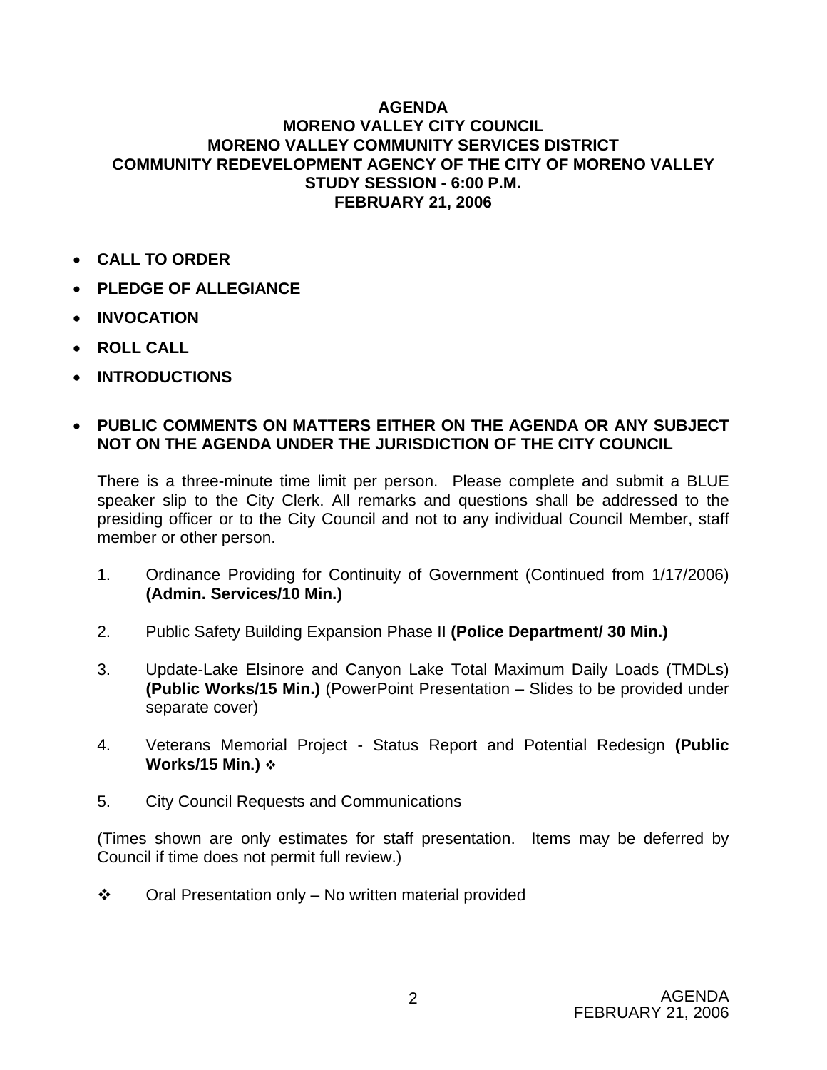# AGENDA
## MORENO VALLEY CITY COUNCIL
## MORENO VALLEY COMMUNITY SERVICES DISTRICT
## COMMUNITY REDEVELOPMENT AGENCY OF THE CITY OF MORENO VALLEY
## STUDY SESSION - 6:00 P.M.
## FEBRUARY 21, 2006

- **CALL TO ORDER**
- **PLEDGE OF ALLEGIANCE**
- **INVOCATION**
- **ROLL CALL**
- **INTRODUCTIONS**
- **PUBLIC COMMENTS ON MATTERS EITHER ON THE AGENDA OR ANY SUBJECT NOT ON THE AGENDA UNDER THE JURISDICTION OF THE CITY COUNCIL**

  There is a three-minute time limit per person. Please complete and submit a BLUE speaker slip to the City Clerk. All remarks and questions shall be addressed to the presiding officer or to the City Council and not to any individual Council Member, staff member or other person.

1. Ordinance Providing for Continuity of Government (Continued from 1/17/2006) **(Admin. Services/10 Min.)**

2. Public Safety Building Expansion Phase II **(Police Department/ 30 Min.)**

3. Update-Lake Elsinore and Canyon Lake Total Maximum Daily Loads (TMDLs) **(Public Works/15 Min.)** (PowerPoint Presentation – Slides to be provided under separate cover)

4. Veterans Memorial Project - Status Report and Potential Redesign **(Public Works/15 Min.)** ❖

5. City Council Requests and Communications

(Times shown are only estimates for staff presentation. Items may be deferred by Council if time does not permit full review.)

❖ Oral Presentation only – No written material provided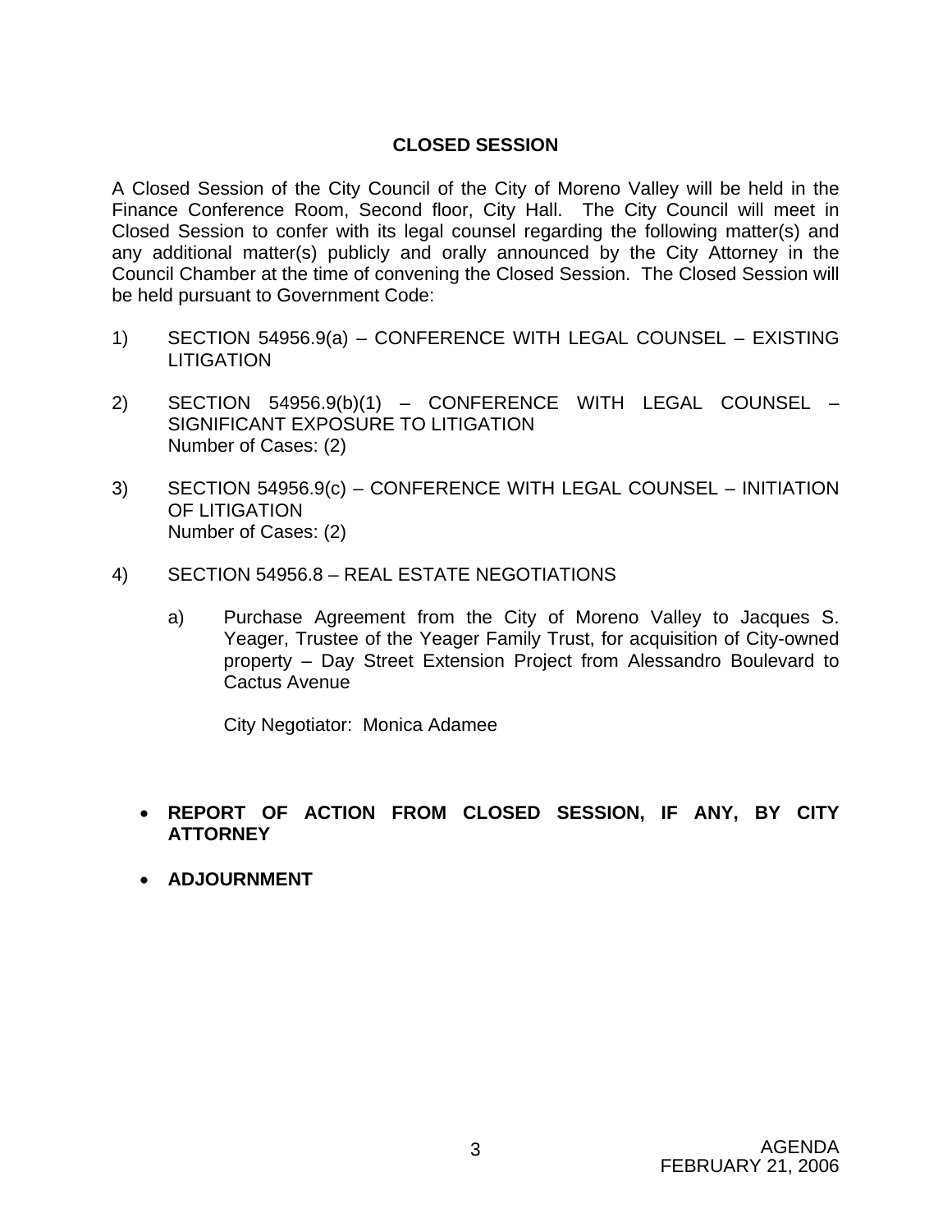## CLOSED SESSION

A Closed Session of the City Council of the City of Moreno Valley will be held in the Finance Conference Room, Second floor, City Hall. The City Council will meet in Closed Session to confer with its legal counsel regarding the following matter(s) and any additional matter(s) publicly and orally announced by the City Attorney in the Council Chamber at the time of convening the Closed Session. The Closed Session will be held pursuant to Government Code:

1) SECTION 54956.9(a) – CONFERENCE WITH LEGAL COUNSEL – EXISTING LITIGATION

2) SECTION 54956.9(b)(1) – CONFERENCE WITH LEGAL COUNSEL – SIGNIFICANT EXPOSURE TO LITIGATION
   Number of Cases: (2)

3) SECTION 54956.9(c) – CONFERENCE WITH LEGAL COUNSEL – INITIATION OF LITIGATION
   Number of Cases: (2)

4) SECTION 54956.8 – REAL ESTATE NEGOTIATIONS

   a) Purchase Agreement from the City of Moreno Valley to Jacques S. Yeager, Trustee of the Yeager Family Trust, for acquisition of City-owned property – Day Street Extension Project from Alessandro Boulevard to Cactus Avenue

      City Negotiator: Monica Adamee

- **REPORT OF ACTION FROM CLOSED SESSION, IF ANY, BY CITY ATTORNEY**
- **ADJOURNMENT**